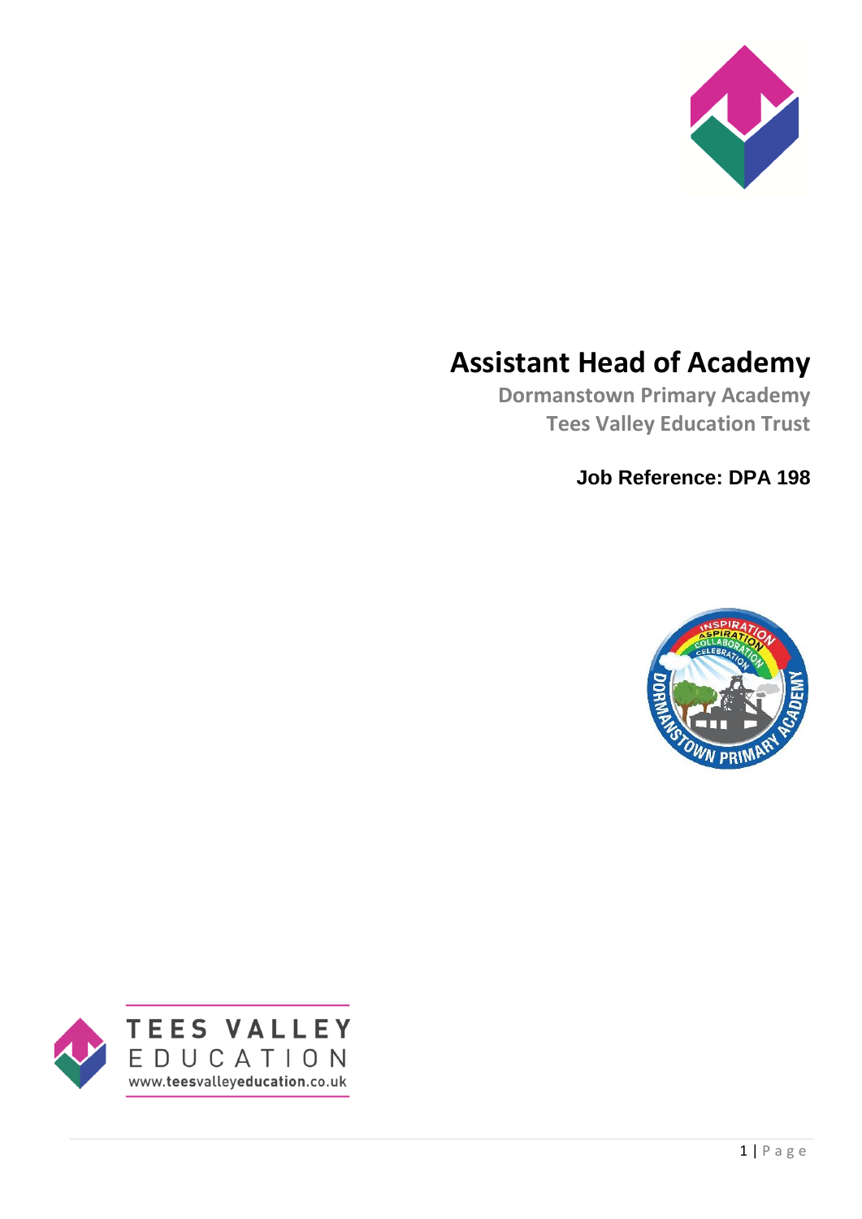# Assistant Head of Academy

**Dormanstown Primary Academy**
**Tees Valley Education Trust**

**Job Reference: DPA 198**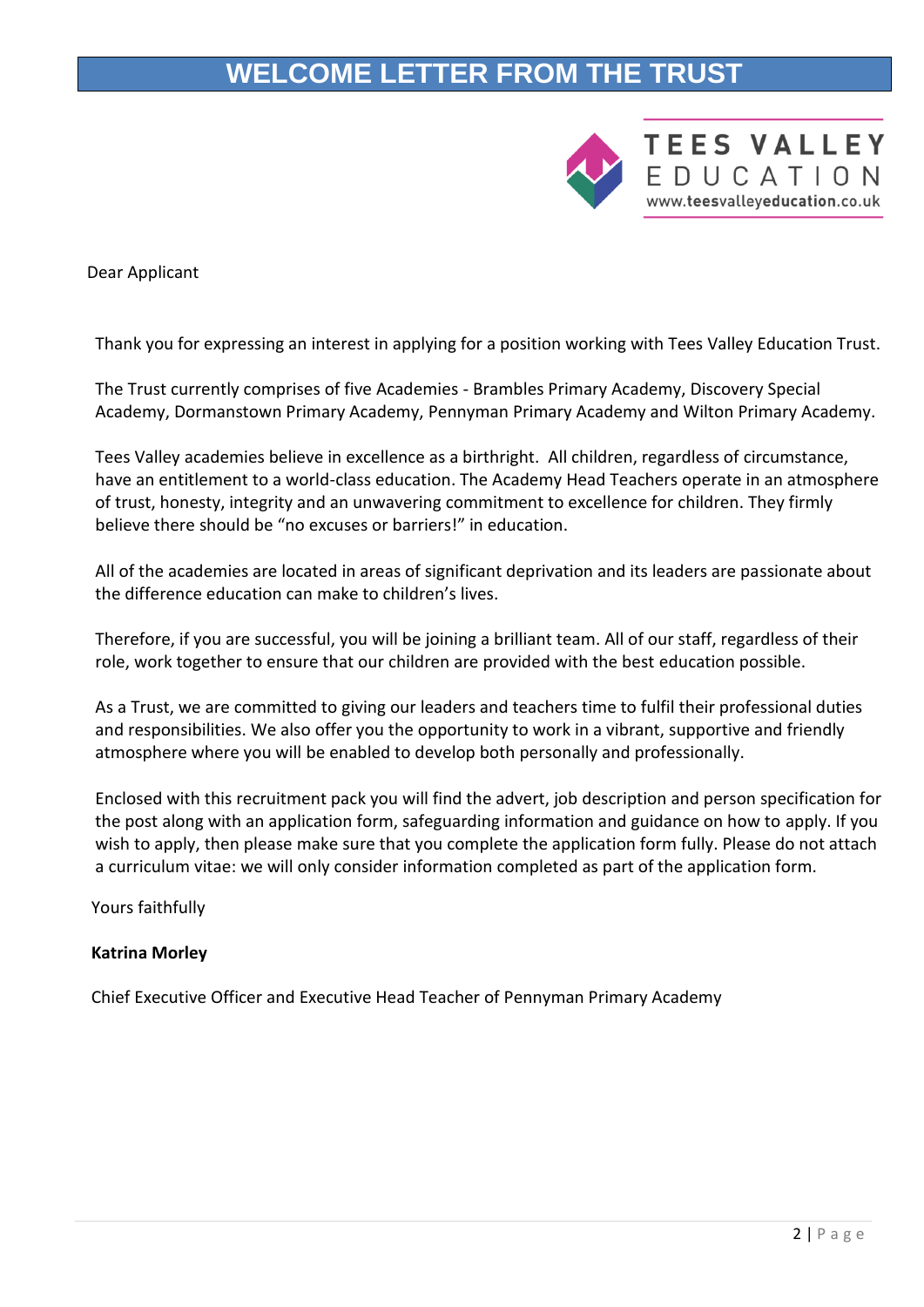# WELCOME LETTER FROM THE TRUST

TEES VALLEY EDUCATION
www.teesvalleyeducation.co.uk

Dear Applicant

Thank you for expressing an interest in applying for a position working with Tees Valley Education Trust.

The Trust currently comprises of five Academies - Brambles Primary Academy, Discovery Special Academy, Dormanstown Primary Academy, Pennyman Primary Academy and Wilton Primary Academy.

Tees Valley academies believe in excellence as a birthright. All children, regardless of circumstance, have an entitlement to a world-class education. The Academy Head Teachers operate in an atmosphere of trust, honesty, integrity and an unwavering commitment to excellence for children. They firmly believe there should be "no excuses or barriers!" in education.

All of the academies are located in areas of significant deprivation and its leaders are passionate about the difference education can make to children's lives.

Therefore, if you are successful, you will be joining a brilliant team. All of our staff, regardless of their role, work together to ensure that our children are provided with the best education possible.

As a Trust, we are committed to giving our leaders and teachers time to fulfil their professional duties and responsibilities. We also offer you the opportunity to work in a vibrant, supportive and friendly atmosphere where you will be enabled to develop both personally and professionally.

Enclosed with this recruitment pack you will find the advert, job description and person specification for the post along with an application form, safeguarding information and guidance on how to apply. If you wish to apply, then please make sure that you complete the application form fully. Please do not attach a curriculum vitae: we will only consider information completed as part of the application form.

Yours faithfully

**Katrina Morley**

Chief Executive Officer and Executive Head Teacher of Pennyman Primary Academy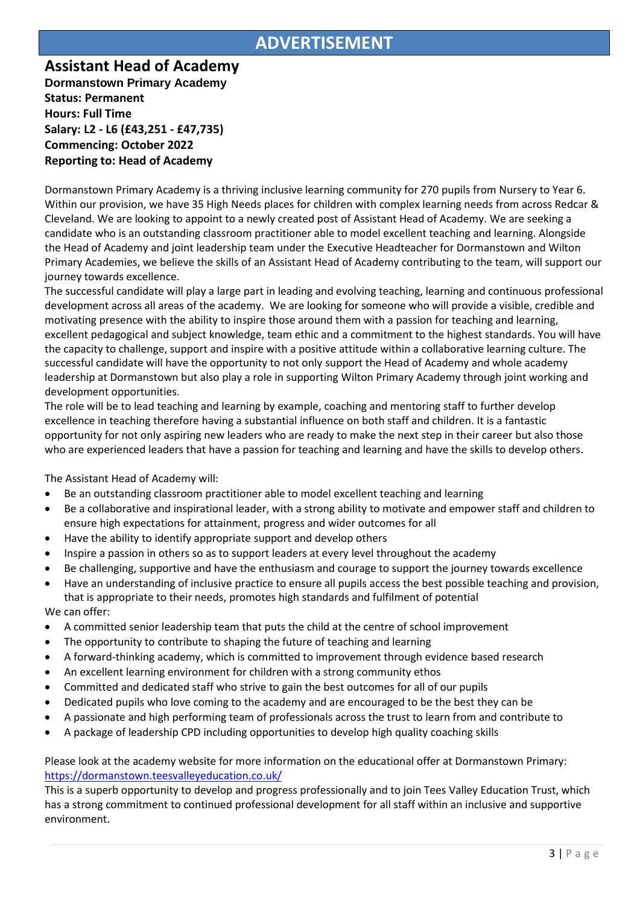# ADVERTISEMENT

## Assistant Head of Academy

**Dormanstown Primary Academy**
**Status: Permanent**
**Hours: Full Time**
**Salary: L2 - L6 (£43,251 - £47,735)**
**Commencing: October 2022**
**Reporting to: Head of Academy**

Dormanstown Primary Academy is a thriving inclusive learning community for 270 pupils from Nursery to Year 6. Within our provision, we have 35 High Needs places for children with complex learning needs from across Redcar & Cleveland. We are looking to appoint to a newly created post of Assistant Head of Academy. We are seeking a candidate who is an outstanding classroom practitioner able to model excellent teaching and learning. Alongside the Head of Academy and joint leadership team under the Executive Headteacher for Dormanstown and Wilton Primary Academies, we believe the skills of an Assistant Head of Academy contributing to the team, will support our journey towards excellence.

The successful candidate will play a large part in leading and evolving teaching, learning and continuous professional development across all areas of the academy. We are looking for someone who will provide a visible, credible and motivating presence with the ability to inspire those around them with a passion for teaching and learning, excellent pedagogical and subject knowledge, team ethic and a commitment to the highest standards. You will have the capacity to challenge, support and inspire with a positive attitude within a collaborative learning culture. The successful candidate will have the opportunity to not only support the Head of Academy and whole academy leadership at Dormanstown but also play a role in supporting Wilton Primary Academy through joint working and development opportunities.

The role will be to lead teaching and learning by example, coaching and mentoring staff to further develop excellence in teaching therefore having a substantial influence on both staff and children. It is a fantastic opportunity for not only aspiring new leaders who are ready to make the next step in their career but also those who are experienced leaders that have a passion for teaching and learning and have the skills to develop others.

The Assistant Head of Academy will:

- Be an outstanding classroom practitioner able to model excellent teaching and learning
- Be a collaborative and inspirational leader, with a strong ability to motivate and empower staff and children to ensure high expectations for attainment, progress and wider outcomes for all
- Have the ability to identify appropriate support and develop others
- Inspire a passion in others so as to support leaders at every level throughout the academy
- Be challenging, supportive and have the enthusiasm and courage to support the journey towards excellence
- Have an understanding of inclusive practice to ensure all pupils access the best possible teaching and provision, that is appropriate to their needs, promotes high standards and fulfilment of potential

We can offer:

- A committed senior leadership team that puts the child at the centre of school improvement
- The opportunity to contribute to shaping the future of teaching and learning
- A forward-thinking academy, which is committed to improvement through evidence based research
- An excellent learning environment for children with a strong community ethos
- Committed and dedicated staff who strive to gain the best outcomes for all of our pupils
- Dedicated pupils who love coming to the academy and are encouraged to be the best they can be
- A passionate and high performing team of professionals across the trust to learn from and contribute to
- A package of leadership CPD including opportunities to develop high quality coaching skills

Please look at the academy website for more information on the educational offer at Dormanstown Primary: https://dormanstown.teesvalleyeducation.co.uk/

This is a superb opportunity to develop and progress professionally and to join Tees Valley Education Trust, which has a strong commitment to continued professional development for all staff within an inclusive and supportive environment.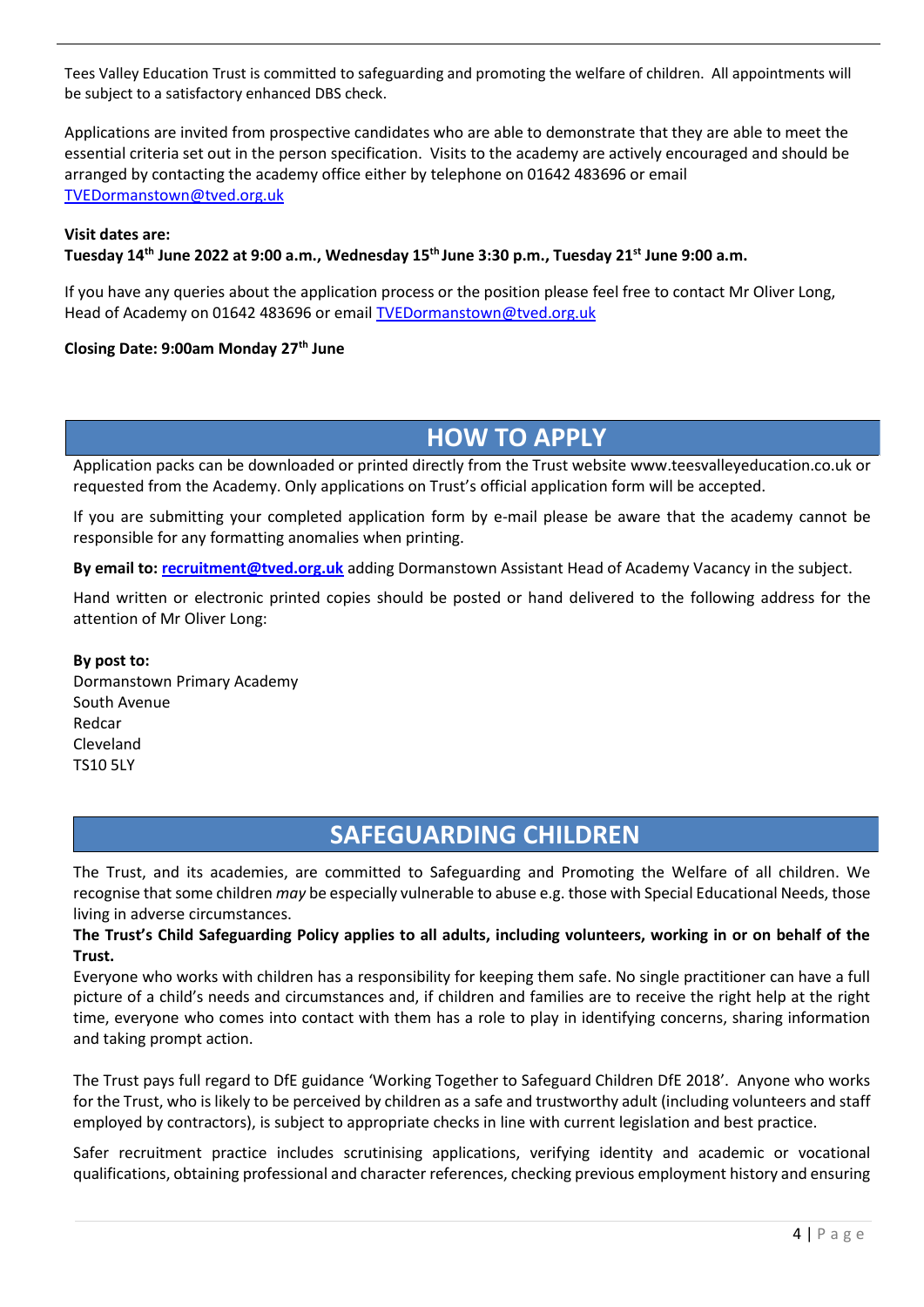Tees Valley Education Trust is committed to safeguarding and promoting the welfare of children. All appointments will be subject to a satisfactory enhanced DBS check.

Applications are invited from prospective candidates who are able to demonstrate that they are able to meet the essential criteria set out in the person specification. Visits to the academy are actively encouraged and should be arranged by contacting the academy office either by telephone on 01642 483696 or email TVEDormanstown@tved.org.uk

**Visit dates are:**
**Tuesday 14th June 2022 at 9:00 a.m., Wednesday 15th June 3:30 p.m., Tuesday 21st June 9:00 a.m.**

If you have any queries about the application process or the position please feel free to contact Mr Oliver Long, Head of Academy on 01642 483696 or email TVEDormanstown@tved.org.uk

**Closing Date: 9:00am Monday 27th June**

## HOW TO APPLY

Application packs can be downloaded or printed directly from the Trust website www.teesvalleyeducation.co.uk or requested from the Academy. Only applications on Trust's official application form will be accepted.

If you are submitting your completed application form by e-mail please be aware that the academy cannot be responsible for any formatting anomalies when printing.

**By email to: recruitment@tved.org.uk** adding Dormanstown Assistant Head of Academy Vacancy in the subject.

Hand written or electronic printed copies should be posted or hand delivered to the following address for the attention of Mr Oliver Long:

**By post to:**
Dormanstown Primary Academy
South Avenue
Redcar
Cleveland
TS10 5LY

## SAFEGUARDING CHILDREN

The Trust, and its academies, are committed to Safeguarding and Promoting the Welfare of all children. We recognise that some children *may* be especially vulnerable to abuse e.g. those with Special Educational Needs, those living in adverse circumstances.

**The Trust's Child Safeguarding Policy applies to all adults, including volunteers, working in or on behalf of the Trust.**

Everyone who works with children has a responsibility for keeping them safe. No single practitioner can have a full picture of a child's needs and circumstances and, if children and families are to receive the right help at the right time, everyone who comes into contact with them has a role to play in identifying concerns, sharing information and taking prompt action.

The Trust pays full regard to DfE guidance 'Working Together to Safeguard Children DfE 2018'. Anyone who works for the Trust, who is likely to be perceived by children as a safe and trustworthy adult (including volunteers and staff employed by contractors), is subject to appropriate checks in line with current legislation and best practice.

Safer recruitment practice includes scrutinising applications, verifying identity and academic or vocational qualifications, obtaining professional and character references, checking previous employment history and ensuring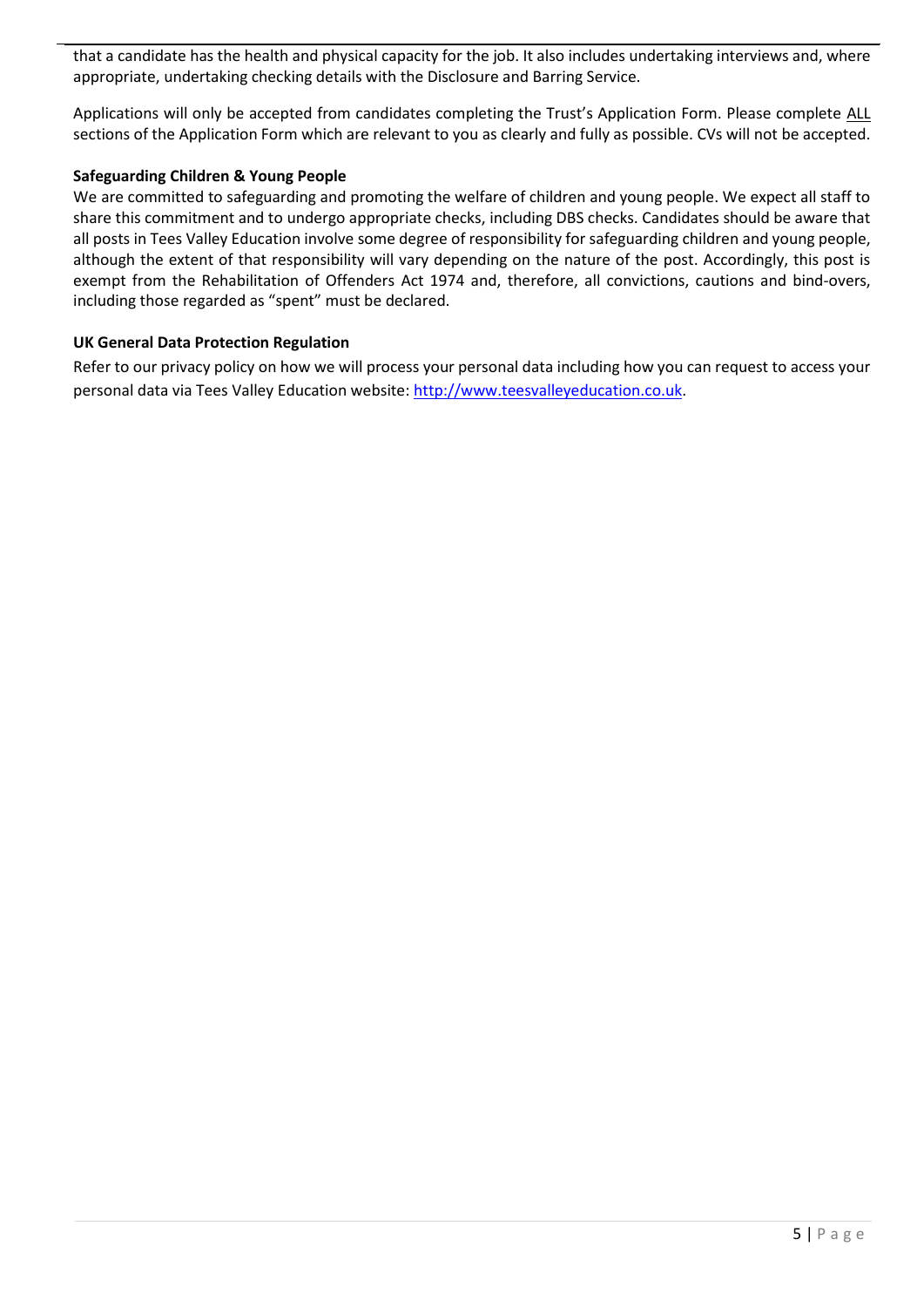that a candidate has the health and physical capacity for the job. It also includes undertaking interviews and, where appropriate, undertaking checking details with the Disclosure and Barring Service.

Applications will only be accepted from candidates completing the Trust's Application Form. Please complete ALL sections of the Application Form which are relevant to you as clearly and fully as possible. CVs will not be accepted.

**Safeguarding Children & Young People**

We are committed to safeguarding and promoting the welfare of children and young people. We expect all staff to share this commitment and to undergo appropriate checks, including DBS checks. Candidates should be aware that all posts in Tees Valley Education involve some degree of responsibility for safeguarding children and young people, although the extent of that responsibility will vary depending on the nature of the post. Accordingly, this post is exempt from the Rehabilitation of Offenders Act 1974 and, therefore, all convictions, cautions and bind-overs, including those regarded as "spent" must be declared.

**UK General Data Protection Regulation**

Refer to our privacy policy on how we will process your personal data including how you can request to access your personal data via Tees Valley Education website: http://www.teesvalleyeducation.co.uk.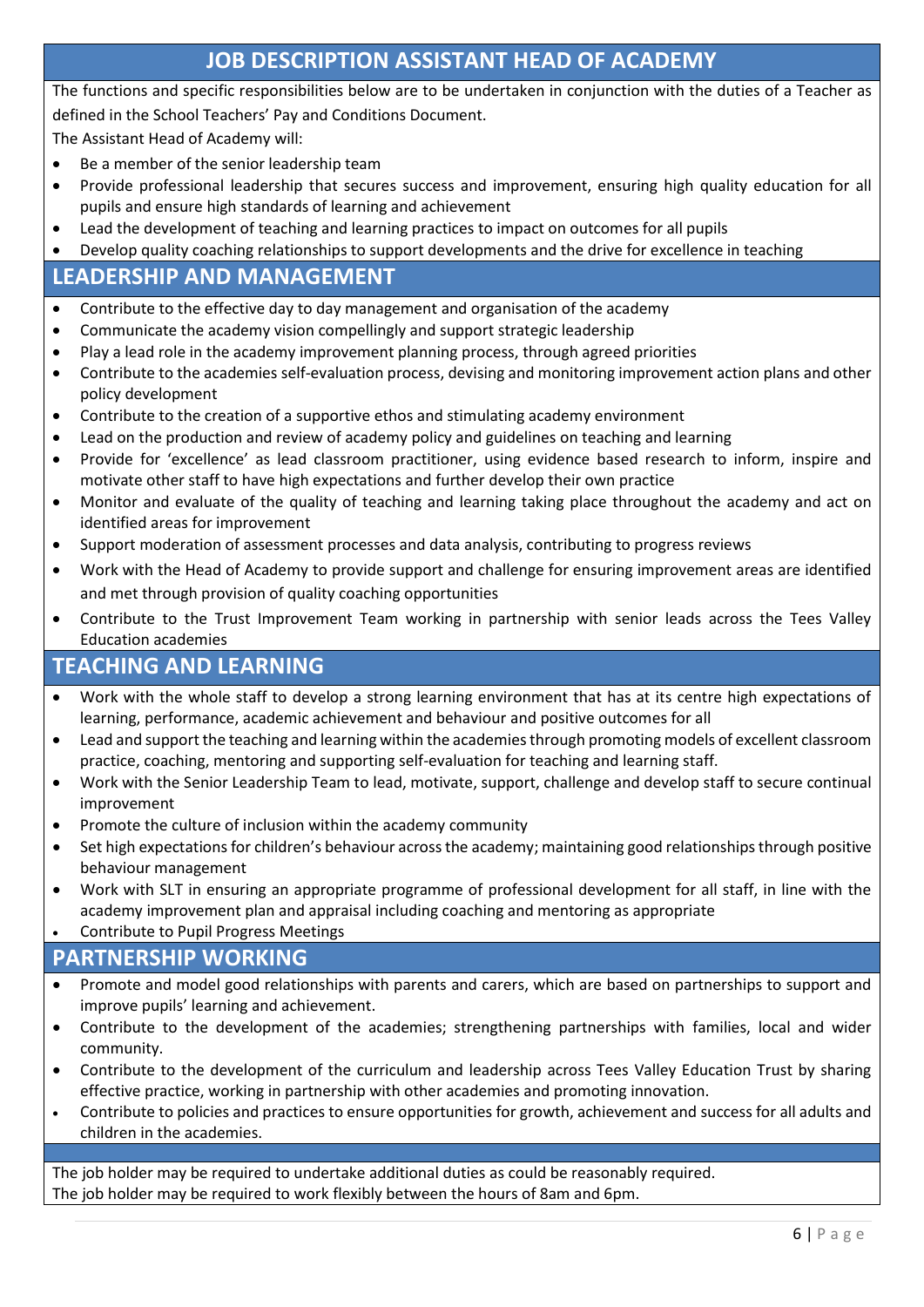## JOB DESCRIPTION ASSISTANT HEAD OF ACADEMY

The functions and specific responsibilities below are to be undertaken in conjunction with the duties of a Teacher as defined in the School Teachers' Pay and Conditions Document.

The Assistant Head of Academy will:

- Be a member of the senior leadership team
- Provide professional leadership that secures success and improvement, ensuring high quality education for all pupils and ensure high standards of learning and achievement
- Lead the development of teaching and learning practices to impact on outcomes for all pupils
- Develop quality coaching relationships to support developments and the drive for excellence in teaching

## LEADERSHIP AND MANAGEMENT

- Contribute to the effective day to day management and organisation of the academy
- Communicate the academy vision compellingly and support strategic leadership
- Play a lead role in the academy improvement planning process, through agreed priorities
- Contribute to the academies self-evaluation process, devising and monitoring improvement action plans and other policy development
- Contribute to the creation of a supportive ethos and stimulating academy environment
- Lead on the production and review of academy policy and guidelines on teaching and learning
- Provide for 'excellence' as lead classroom practitioner, using evidence based research to inform, inspire and motivate other staff to have high expectations and further develop their own practice
- Monitor and evaluate of the quality of teaching and learning taking place throughout the academy and act on identified areas for improvement
- Support moderation of assessment processes and data analysis, contributing to progress reviews
- Work with the Head of Academy to provide support and challenge for ensuring improvement areas are identified and met through provision of quality coaching opportunities
- Contribute to the Trust Improvement Team working in partnership with senior leads across the Tees Valley Education academies

## TEACHING AND LEARNING

- Work with the whole staff to develop a strong learning environment that has at its centre high expectations of learning, performance, academic achievement and behaviour and positive outcomes for all
- Lead and support the teaching and learning within the academies through promoting models of excellent classroom practice, coaching, mentoring and supporting self-evaluation for teaching and learning staff.
- Work with the Senior Leadership Team to lead, motivate, support, challenge and develop staff to secure continual improvement
- Promote the culture of inclusion within the academy community
- Set high expectations for children's behaviour across the academy; maintaining good relationships through positive behaviour management
- Work with SLT in ensuring an appropriate programme of professional development for all staff, in line with the academy improvement plan and appraisal including coaching and mentoring as appropriate
- Contribute to Pupil Progress Meetings

## PARTNERSHIP WORKING

- Promote and model good relationships with parents and carers, which are based on partnerships to support and improve pupils' learning and achievement.
- Contribute to the development of the academies; strengthening partnerships with families, local and wider community.
- Contribute to the development of the curriculum and leadership across Tees Valley Education Trust by sharing effective practice, working in partnership with other academies and promoting innovation.
- Contribute to policies and practices to ensure opportunities for growth, achievement and success for all adults and children in the academies.

The job holder may be required to undertake additional duties as could be reasonably required.
The job holder may be required to work flexibly between the hours of 8am and 6pm.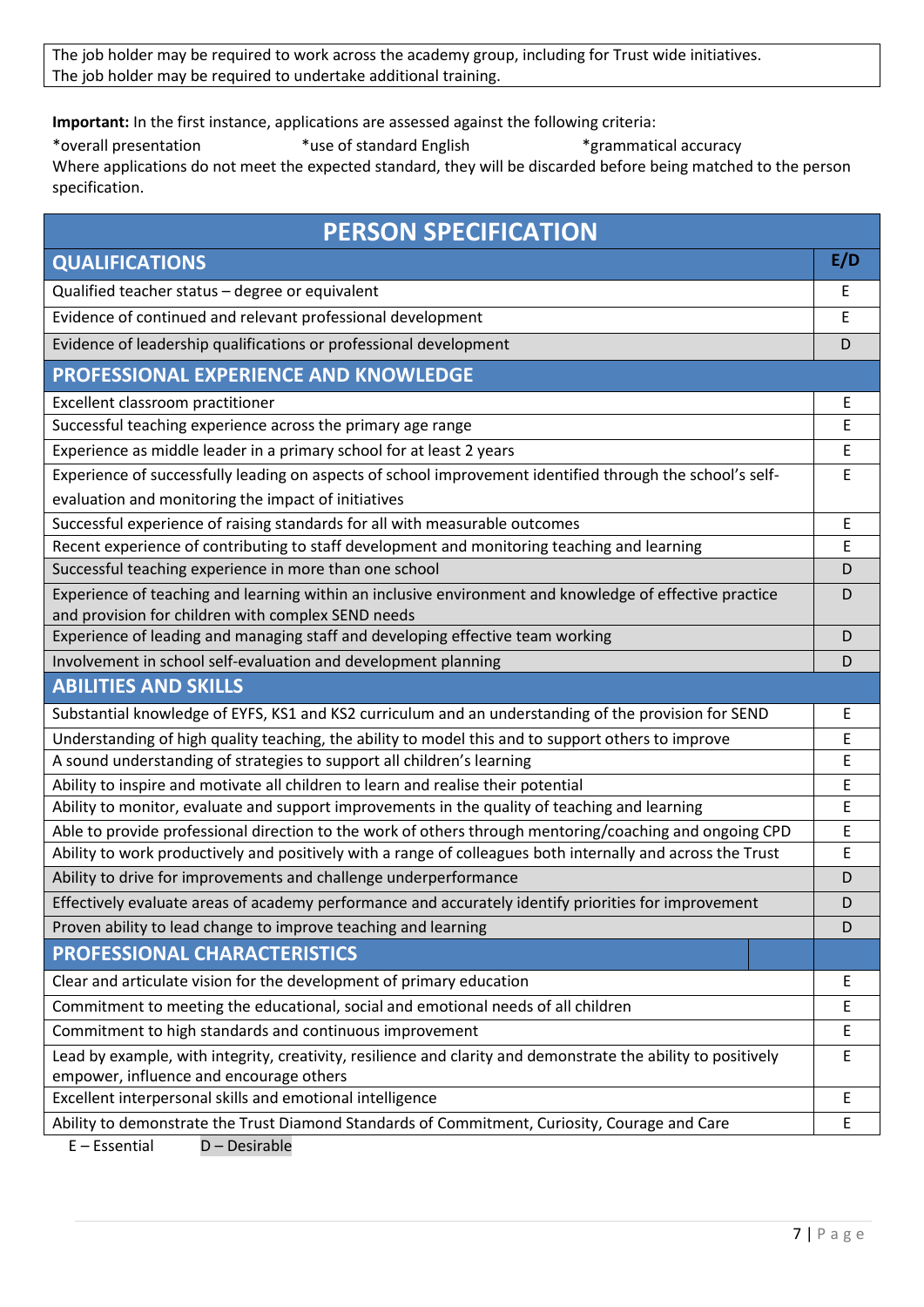The job holder may be required to work across the academy group, including for Trust wide initiatives.
The job holder may be required to undertake additional training.

**Important:** In the first instance, applications are assessed against the following criteria:

*overall presentation *use of standard English *grammatical accuracy

Where applications do not meet the expected standard, they will be discarded before being matched to the person specification.

# PERSON SPECIFICATION

| QUALIFICATIONS | E/D |
|---|---|
| Qualified teacher status – degree or equivalent | E |
| Evidence of continued and relevant professional development | E |
| Evidence of leadership qualifications or professional development | D |
| **PROFESSIONAL EXPERIENCE AND KNOWLEDGE** | |
| Excellent classroom practitioner | E |
| Successful teaching experience across the primary age range | E |
| Experience as middle leader in a primary school for at least 2 years | E |
| Experience of successfully leading on aspects of school improvement identified through the school's self-evaluation and monitoring the impact of initiatives | E |
| Successful experience of raising standards for all with measurable outcomes | E |
| Recent experience of contributing to staff development and monitoring teaching and learning | E |
| Successful teaching experience in more than one school | D |
| Experience of teaching and learning within an inclusive environment and knowledge of effective practice and provision for children with complex SEND needs | D |
| Experience of leading and managing staff and developing effective team working | D |
| Involvement in school self-evaluation and development planning | D |
| **ABILITIES AND SKILLS** | |
| Substantial knowledge of EYFS, KS1 and KS2 curriculum and an understanding of the provision for SEND | E |
| Understanding of high quality teaching, the ability to model this and to support others to improve | E |
| A sound understanding of strategies to support all children's learning | E |
| Ability to inspire and motivate all children to learn and realise their potential | E |
| Ability to monitor, evaluate and support improvements in the quality of teaching and learning | E |
| Able to provide professional direction to the work of others through mentoring/coaching and ongoing CPD | E |
| Ability to work productively and positively with a range of colleagues both internally and across the Trust | E |
| Ability to drive for improvements and challenge underperformance | D |
| Effectively evaluate areas of academy performance and accurately identify priorities for improvement | D |
| Proven ability to lead change to improve teaching and learning | D |
| **PROFESSIONAL CHARACTERISTICS** | |
| Clear and articulate vision for the development of primary education | E |
| Commitment to meeting the educational, social and emotional needs of all children | E |
| Commitment to high standards and continuous improvement | E |
| Lead by example, with integrity, creativity, resilience and clarity and demonstrate the ability to positively empower, influence and encourage others | E |
| Excellent interpersonal skills and emotional intelligence | E |
| Ability to demonstrate the Trust Diamond Standards of Commitment, Curiosity, Courage and Care | E |

E – Essential D – Desirable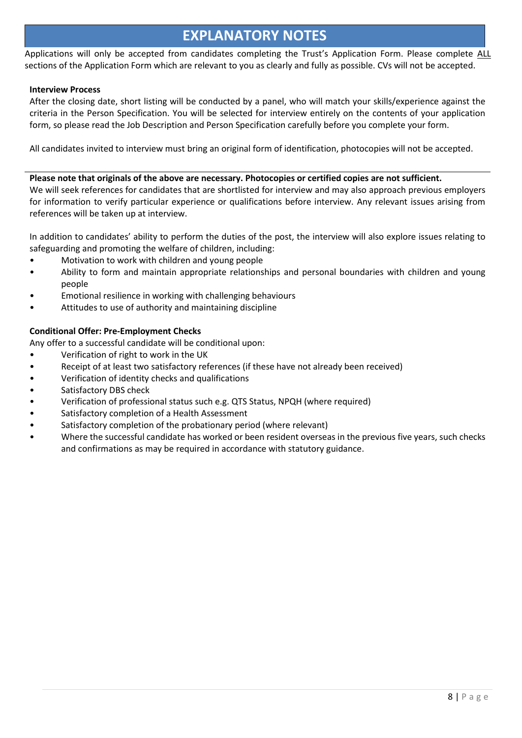# EXPLANATORY NOTES

Applications will only be accepted from candidates completing the Trust's Application Form. Please complete ALL sections of the Application Form which are relevant to you as clearly and fully as possible. CVs will not be accepted.

**Interview Process**

After the closing date, short listing will be conducted by a panel, who will match your skills/experience against the criteria in the Person Specification. You will be selected for interview entirely on the contents of your application form, so please read the Job Description and Person Specification carefully before you complete your form.

All candidates invited to interview must bring an original form of identification, photocopies will not be accepted.

---

**Please note that originals of the above are necessary. Photocopies or certified copies are not sufficient.**

We will seek references for candidates that are shortlisted for interview and may also approach previous employers for information to verify particular experience or qualifications before interview. Any relevant issues arising from references will be taken up at interview.

In addition to candidates' ability to perform the duties of the post, the interview will also explore issues relating to safeguarding and promoting the welfare of children, including:

- Motivation to work with children and young people
- Ability to form and maintain appropriate relationships and personal boundaries with children and young people
- Emotional resilience in working with challenging behaviours
- Attitudes to use of authority and maintaining discipline

**Conditional Offer: Pre-Employment Checks**

Any offer to a successful candidate will be conditional upon:

- Verification of right to work in the UK
- Receipt of at least two satisfactory references (if these have not already been received)
- Verification of identity checks and qualifications
- Satisfactory DBS check
- Verification of professional status such e.g. QTS Status, NPQH (where required)
- Satisfactory completion of a Health Assessment
- Satisfactory completion of the probationary period (where relevant)
- Where the successful candidate has worked or been resident overseas in the previous five years, such checks and confirmations as may be required in accordance with statutory guidance.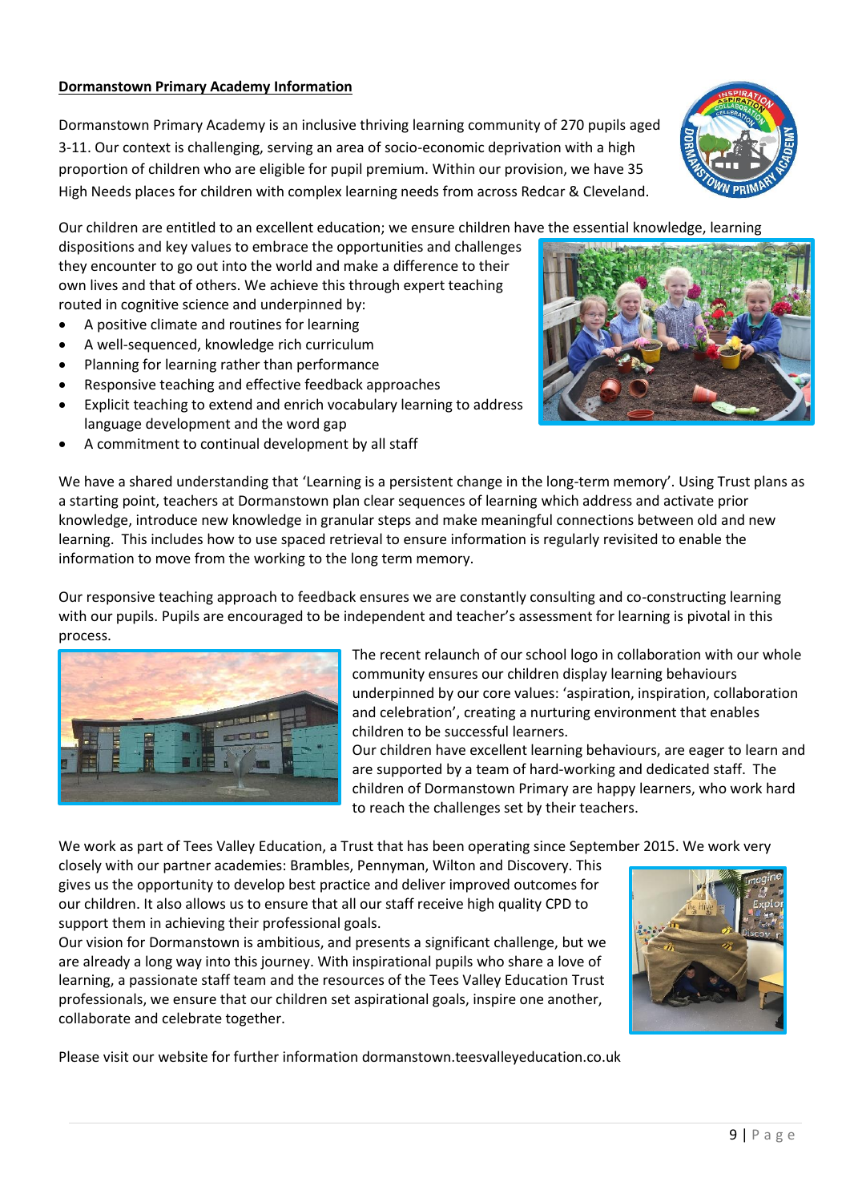**Dormanstown Primary Academy Information**

Dormanstown Primary Academy is an inclusive thriving learning community of 270 pupils aged 3-11. Our context is challenging, serving an area of socio-economic deprivation with a high proportion of children who are eligible for pupil premium. Within our provision, we have 35 High Needs places for children with complex learning needs from across Redcar & Cleveland.

Our children are entitled to an excellent education; we ensure children have the essential knowledge, learning dispositions and key values to embrace the opportunities and challenges they encounter to go out into the world and make a difference to their own lives and that of others. We achieve this through expert teaching routed in cognitive science and underpinned by:

- A positive climate and routines for learning
- A well-sequenced, knowledge rich curriculum
- Planning for learning rather than performance
- Responsive teaching and effective feedback approaches
- Explicit teaching to extend and enrich vocabulary learning to address language development and the word gap
- A commitment to continual development by all staff

We have a shared understanding that 'Learning is a persistent change in the long-term memory'. Using Trust plans as a starting point, teachers at Dormanstown plan clear sequences of learning which address and activate prior knowledge, introduce new knowledge in granular steps and make meaningful connections between old and new learning. This includes how to use spaced retrieval to ensure information is regularly revisited to enable the information to move from the working to the long term memory.

Our responsive teaching approach to feedback ensures we are constantly consulting and co-constructing learning with our pupils. Pupils are encouraged to be independent and teacher's assessment for learning is pivotal in this process.

The recent relaunch of our school logo in collaboration with our whole community ensures our children display learning behaviours underpinned by our core values: 'aspiration, inspiration, collaboration and celebration', creating a nurturing environment that enables children to be successful learners.

Our children have excellent learning behaviours, are eager to learn and are supported by a team of hard-working and dedicated staff. The children of Dormanstown Primary are happy learners, who work hard to reach the challenges set by their teachers.

We work as part of Tees Valley Education, a Trust that has been operating since September 2015. We work very closely with our partner academies: Brambles, Pennyman, Wilton and Discovery. This gives us the opportunity to develop best practice and deliver improved outcomes for our children. It also allows us to ensure that all our staff receive high quality CPD to support them in achieving their professional goals.

Our vision for Dormanstown is ambitious, and presents a significant challenge, but we are already a long way into this journey. With inspirational pupils who share a love of learning, a passionate staff team and the resources of the Tees Valley Education Trust professionals, we ensure that our children set aspirational goals, inspire one another, collaborate and celebrate together.

Please visit our website for further information dormanstown.teesvalleyeducation.co.uk